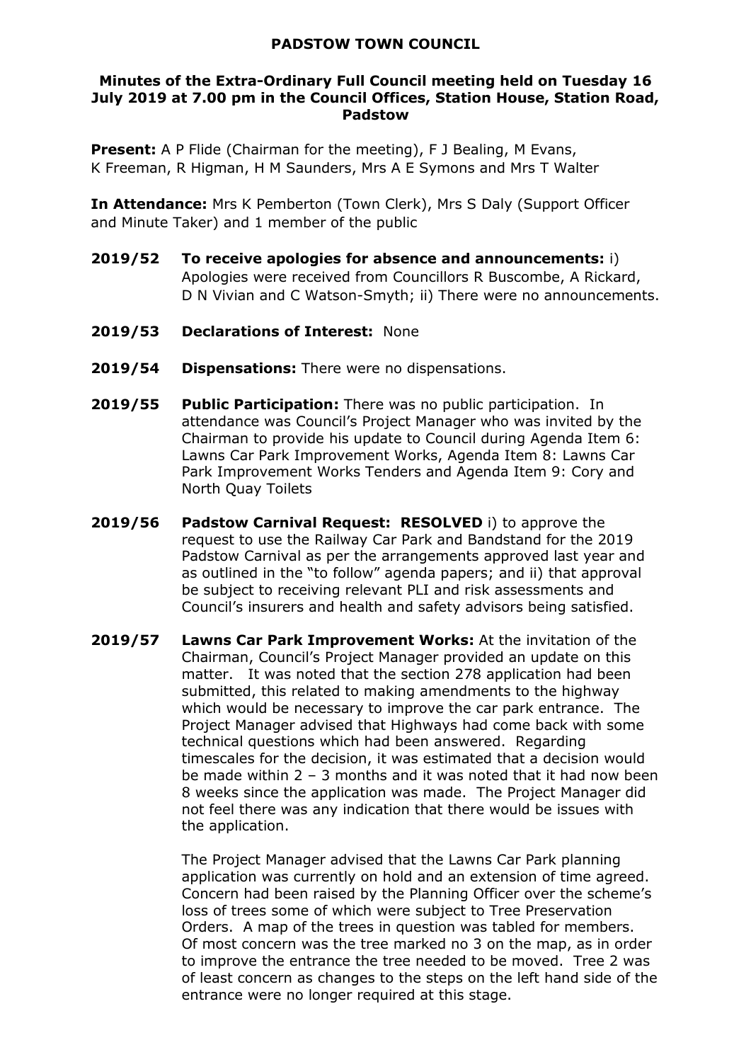# PADSTOW TOWN COUNCIL

## Minutes of the Extra-Ordinary Full Council meeting held on Tuesday 16 July 2019 at 7.00 pm in the Council Offices, Station House, Station Road, Padstow

**Present:** A P Flide (Chairman for the meeting), F J Bealing, M Evans, K Freeman, R Higman, H M Saunders, Mrs A E Symons and Mrs T Walter

**In Attendance:** Mrs K Pemberton (Town Clerk), Mrs S Daly (Support Officer and Minute Taker) and 1 member of the public

**2019/52 To receive apologies for absence and announcements:** i) Apologies were received from Councillors R Buscombe, A Rickard, D N Vivian and C Watson-Smyth; ii) There were no announcements.

**2019/53 Declarations of Interest:** None

**2019/54 Dispensations:** There were no dispensations.

**2019/55 Public Participation:** There was no public participation. In attendance was Council's Project Manager who was invited by the Chairman to provide his update to Council during Agenda Item 6: Lawns Car Park Improvement Works, Agenda Item 8: Lawns Car Park Improvement Works Tenders and Agenda Item 9: Cory and North Quay Toilets

**2019/56 Padstow Carnival Request: RESOLVED** i) to approve the request to use the Railway Car Park and Bandstand for the 2019 Padstow Carnival as per the arrangements approved last year and as outlined in the "to follow" agenda papers; and ii) that approval be subject to receiving relevant PLI and risk assessments and Council's insurers and health and safety advisors being satisfied.

**2019/57 Lawns Car Park Improvement Works:** At the invitation of the Chairman, Council's Project Manager provided an update on this matter. It was noted that the section 278 application had been submitted, this related to making amendments to the highway which would be necessary to improve the car park entrance. The Project Manager advised that Highways had come back with some technical questions which had been answered. Regarding timescales for the decision, it was estimated that a decision would be made within 2 – 3 months and it was noted that it had now been 8 weeks since the application was made. The Project Manager did not feel there was any indication that there would be issues with the application.

The Project Manager advised that the Lawns Car Park planning application was currently on hold and an extension of time agreed. Concern had been raised by the Planning Officer over the scheme's loss of trees some of which were subject to Tree Preservation Orders. A map of the trees in question was tabled for members. Of most concern was the tree marked no 3 on the map, as in order to improve the entrance the tree needed to be moved. Tree 2 was of least concern as changes to the steps on the left hand side of the entrance were no longer required at this stage.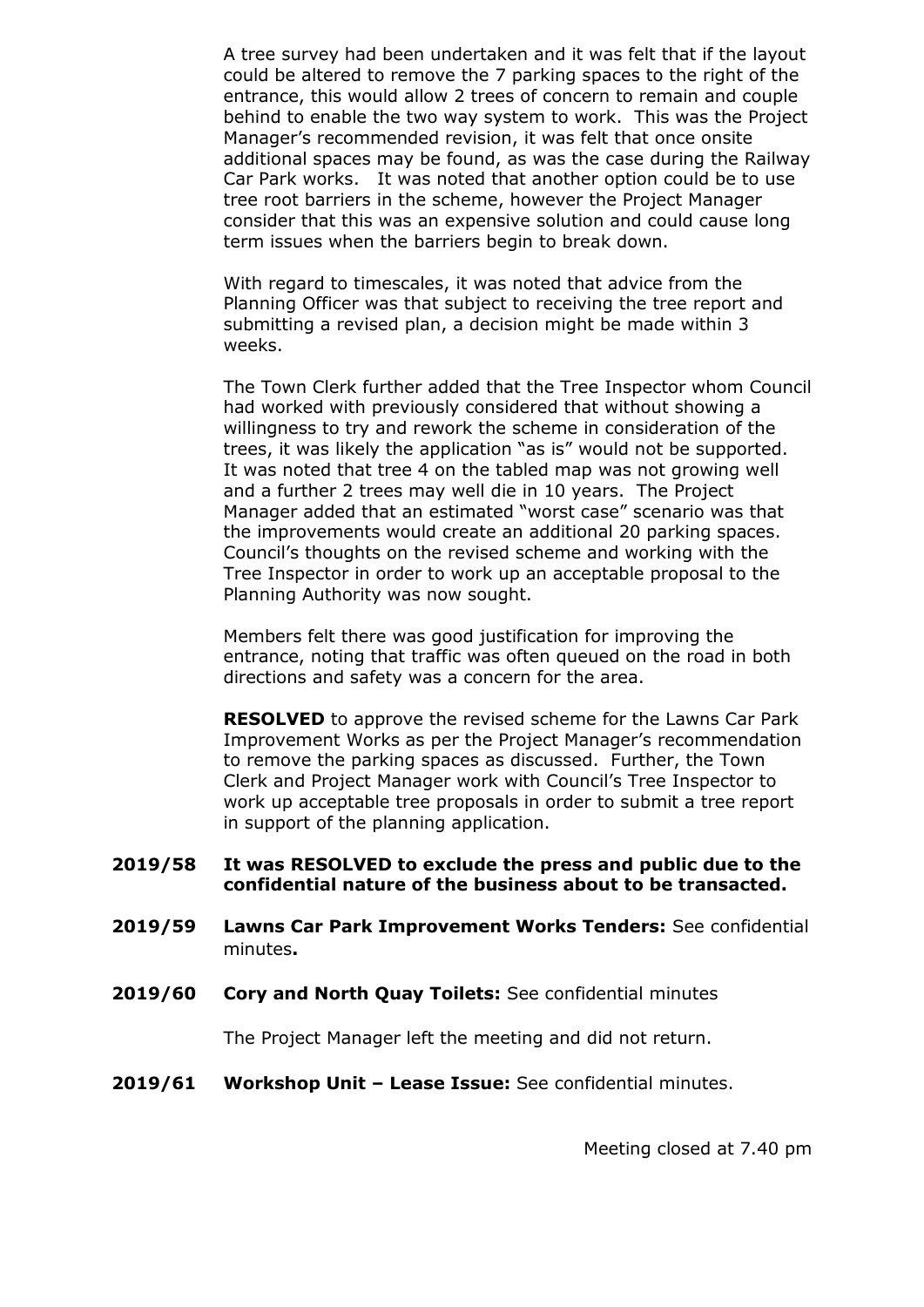A tree survey had been undertaken and it was felt that if the layout could be altered to remove the 7 parking spaces to the right of the entrance, this would allow 2 trees of concern to remain and couple behind to enable the two way system to work. This was the Project Manager's recommended revision, it was felt that once onsite additional spaces may be found, as was the case during the Railway Car Park works. It was noted that another option could be to use tree root barriers in the scheme, however the Project Manager consider that this was an expensive solution and could cause long term issues when the barriers begin to break down.

With regard to timescales, it was noted that advice from the Planning Officer was that subject to receiving the tree report and submitting a revised plan, a decision might be made within 3 weeks.

The Town Clerk further added that the Tree Inspector whom Council had worked with previously considered that without showing a willingness to try and rework the scheme in consideration of the trees, it was likely the application "as is" would not be supported. It was noted that tree 4 on the tabled map was not growing well and a further 2 trees may well die in 10 years. The Project Manager added that an estimated "worst case" scenario was that the improvements would create an additional 20 parking spaces. Council's thoughts on the revised scheme and working with the Tree Inspector in order to work up an acceptable proposal to the Planning Authority was now sought.

Members felt there was good justification for improving the entrance, noting that traffic was often queued on the road in both directions and safety was a concern for the area.

**RESOLVED** to approve the revised scheme for the Lawns Car Park Improvement Works as per the Project Manager's recommendation to remove the parking spaces as discussed. Further, the Town Clerk and Project Manager work with Council's Tree Inspector to work up acceptable tree proposals in order to submit a tree report in support of the planning application.

**2019/58 It was RESOLVED to exclude the press and public due to the confidential nature of the business about to be transacted.**

**2019/59 Lawns Car Park Improvement Works Tenders:** See confidential minutes**.**

**2019/60 Cory and North Quay Toilets:** See confidential minutes

The Project Manager left the meeting and did not return.

**2019/61 Workshop Unit – Lease Issue:** See confidential minutes.

Meeting closed at 7.40 pm